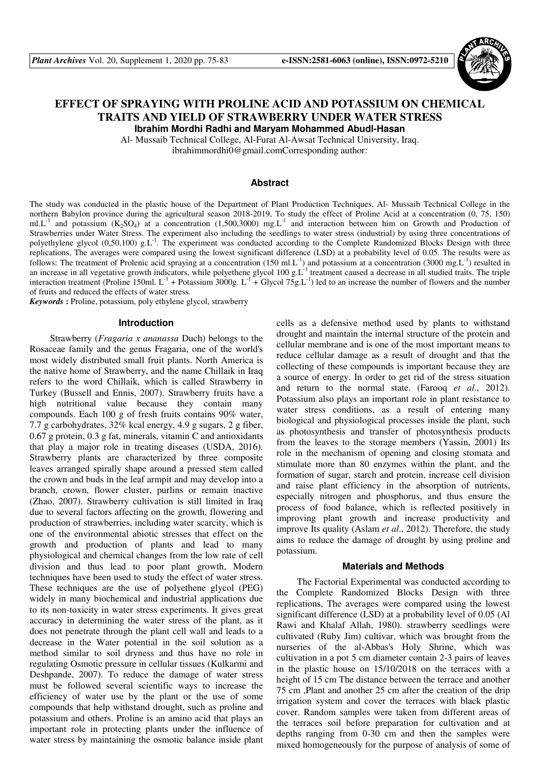# EFFECT OF SPRAYING WITH PROLINE ACID AND POTASSIUM ON CHEMICAL TRAITS AND YIELD OF STRAWBERRY UNDER WATER STRESS

**Ibrahim Mordhi Radhi and Maryam Mohammed Abudl-Hasan**

Al- Mussaib Technical College, Al-Furat Al-Awsat Technical University, Iraq.
ibrahimmordhi0@gmail.comCorresponding author:

## Abstract

The study was conducted in the plastic house of the Department of Plant Production Techniques, Al- Mussaib Technical College in the northern Babylon province during the agricultural season 2018-2019, To study the effect of Proline Acid at a concentration (0, 75, 150) $ml.L^{-1}$ and potassium ($K_2SO_4$) at a concentration (1,500,3000) $mg.L^{-1}$ and interaction between him on Growth and Production of Strawberries under Water Stress. The experiment also including the seedlings to water stress (industrial) by using three concentrations of polyethylene glycol (0,50,100) $g.L^{-1}$. The experiment was conducted according to the Complete Randomized Blocks Design with three replications, The averages were compared using the lowest significant difference (LSD) at a probability level of 0.05. The results were as follows: The treatment of Prolenic acid spraying at a concentration (150 $ml.L^{-1}$) and potassium at a concentration (3000 $mg.L^{-1}$) resulted in an increase in all vegetative growth indicators, while polyethene glycol 100 $g.L^{-1}$ treatment caused a decrease in all studied traits. The triple interaction treatment (Proline 150ml. $L^{-1}$ + Potassium 3000g. $L^{-1}$ + Glycol 75g.$L^{-1}$) led to an increase the number of flowers and the number of fruits and reduced the effects of water stress.

***Keywords*** **:** Proline, potassium, poly ethylene glycol, strawberry

## Introduction

Strawberry (*Fragaria x ananassa* Duch) belongs to the Rosaceae family and the genus Fragaria, one of the world's most widely distributed small fruit plants. North America is the native home of Strawberry, and the name Chillaik in Iraq refers to the word Chillaik, which is called Strawberry in Turkey (Bussell and Ennis, 2007). Strawberry fruits have a high nutritional value because they contain many compounds. Each 100 g of fresh fruits contains 90% water, 7.7 g carbohydrates, 32% kcal energy, 4.9 g sugars, 2 g fiber, 0.67 g protein, 0.3 g fat, minerals, vitamin C and antioxidants that play a major role in treating diseases (USDA, 2016). Strawberry plants are characterized by three composite leaves arranged spirally shape around a pressed stem called the crown and buds in the leaf armpit and may develop into a branch, crown, flower cluster, purlins or remain inactive (Zhao, 2007). Strawberry cultivation is still limited in Iraq due to several factors affecting on the growth, flowering and production of strawberries, including water scarcity, which is one of the environmental abiotic stresses that effect on the growth and production of plants and lead to many physiological and chemical changes from the low rate of cell division and thus lead to poor plant growth, Modern techniques have been used to study the effect of water stress. These techniques are the use of polyethene glycol (PEG) widely in many biochemical and industrial applications due to its non-toxicity in water stress experiments. It gives great accuracy in determining the water stress of the plant, as it does not penetrate through the plant cell wall and leads to a decrease in the Water potential in the soil solution as a method similar to soil dryness and thus have no role in regulating Osmotic pressure in cellular tissues (Kulkarmi and Deshpande, 2007). To reduce the damage of water stress must be followed several scientific ways to increase the efficiency of water use by the plant or the use of some compounds that help withstand drought, such as proline and potassium and others. Proline is an amino acid that plays an important role in protecting plants under the influence of water stress by maintaining the osmotic balance inside plant cells as a defensive method used by plants to withstand drought and maintain the internal structure of the protein and cellular membrane and is one of the most important means to reduce cellular damage as a result of drought and that the collecting of these compounds is important because they are a source of energy. In order to get rid of the stress situation and return to the normal state. (Farooq *et al*., 2012). Potassium also plays an important role in plant resistance to water stress conditions, as a result of entering many biological and physiological processes inside the plant, such as photosynthesis and transfer of photosynthesis products from the leaves to the storage members (Yassin, 2001) Its role in the mechanism of opening and closing stomata and stimulate more than 80 enzymes within the plant, and the formation of sugar, starch and protein, increase cell division and raise plant efficiency in the absorption of nutrients, especially nitrogen and phosphorus, and thus ensure the process of food balance, which is reflected positively in improving plant growth and increase productivity and improve Its quality (Aslam *et al*., 2012). Therefore, the study aims to reduce the damage of drought by using proline and potassium.

## Materials and Methods

The Factorial Experimental was conducted according to the Complete Randomized Blocks Design with three replications, The averages were compared using the lowest significant difference (LSD) at a probability level of 0.05 (Al Rawi and Khalaf Allah, 1980). strawberry seedlings were cultivated (Ruby Jim) cultivar, which was brought from the nurseries of the al-Abbas's Holy Shrine, which was cultivation in a pot 5 cm diameter contain 2-3 pairs of leaves in the plastic house on 15/10/2018 on the terraces with a height of 15 cm The distance between the terrace and another 75 cm ,Plant and another 25 cm after the creation of the drip irrigation system and cover the terraces with black plastic cover. Random samples were taken from different areas of the terraces soil before preparation for cultivation and at depths ranging from 0-30 cm and then the samples were mixed homogeneously for the purpose of analysis of some of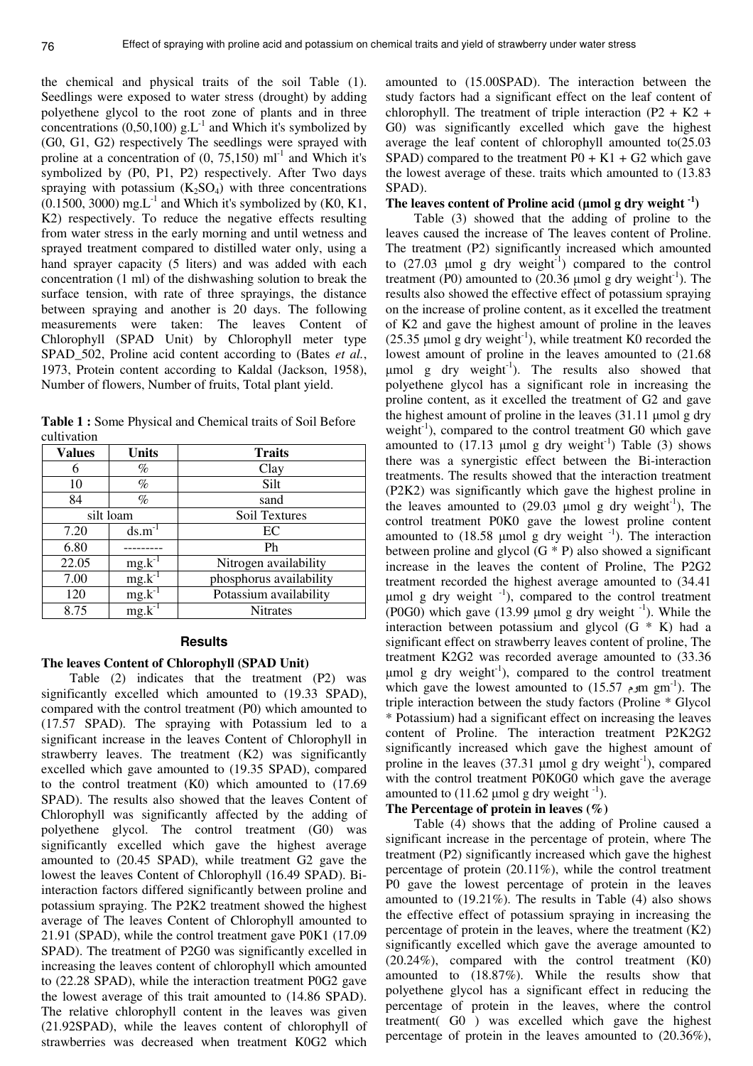the chemical and physical traits of the soil Table (1). Seedlings were exposed to water stress (drought) by adding polyethene glycol to the root zone of plants and in three concentrations (0,50,100) g.$L^{-1}$ and Which it's symbolized by (G0, G1, G2) respectively The seedlings were sprayed with proline at a concentration of (0, 75,150) $ml^{-1}$ and Which it's symbolized by (P0, P1, P2) respectively. After Two days spraying with potassium ($K_2SO_4$) with three concentrations (0.1500, 3000) mg.$L^{-1}$ and Which it's symbolized by (K0, K1, K2) respectively. To reduce the negative effects resulting from water stress in the early morning and until wetness and sprayed treatment compared to distilled water only, using a hand sprayer capacity (5 liters) and was added with each concentration (1 ml) of the dishwashing solution to break the surface tension, with rate of three sprayings, the distance between spraying and another is 20 days. The following measurements were taken: The leaves Content of Chlorophyll (SPAD Unit) by Chlorophyll meter type SPAD_502, Proline acid content according to (Bates *et al.*, 1973, Protein content according to Kaldal (Jackson, 1958), Number of flowers, Number of fruits, Total plant yield.

**Table 1 :** Some Physical and Chemical traits of Soil Before cultivation

| Values | Units | Traits |
|---|---|---|
| 6 | % | Clay |
| 10 | % | Silt |
| 84 | % | sand |
| silt loam | | Soil Textures |
| 7.20 | ds.$m^{-1}$ | EC |
| 6.80 | --------- | Ph |
| 22.05 | mg.$k^{-1}$ | Nitrogen availability |
| 7.00 | mg.$k^{-1}$ | phosphorus availability |
| 120 | mg.$k^{-1}$ | Potassium availability |
| 8.75 | mg.$k^{-1}$ | Nitrates |

## Results

### The leaves Content of Chlorophyll (SPAD Unit)

Table (2) indicates that the treatment (P2) was significantly excelled which amounted to (19.33 SPAD), compared with the control treatment (P0) which amounted to (17.57 SPAD). The spraying with Potassium led to a significant increase in the leaves Content of Chlorophyll in strawberry leaves. The treatment (K2) was significantly excelled which gave amounted to (19.35 SPAD), compared to the control treatment (K0) which amounted to (17.69 SPAD). The results also showed that the leaves Content of Chlorophyll was significantly affected by the adding of polyethene glycol. The control treatment (G0) was significantly excelled which gave the highest average amounted to (20.45 SPAD), while treatment G2 gave the lowest the leaves Content of Chlorophyll (16.49 SPAD). Bi-interaction factors differed significantly between proline and potassium spraying. The P2K2 treatment showed the highest average of The leaves Content of Chlorophyll amounted to 21.91 (SPAD), while the control treatment gave P0K1 (17.09 SPAD). The treatment of P2G0 was significantly excelled in increasing the leaves content of chlorophyll which amounted to (22.28 SPAD), while the interaction treatment P0G2 gave the lowest average of this trait amounted to (14.86 SPAD). The relative chlorophyll content in the leaves was given (21.92SPAD), while the leaves content of chlorophyll of strawberries was decreased when treatment K0G2 which amounted to (15.00SPAD). The interaction between the study factors had a significant effect on the leaf content of chlorophyll. The treatment of triple interaction (P2 + K2 + G0) was significantly excelled which gave the highest average the leaf content of chlorophyll amounted to(25.03 SPAD) compared to the treatment P0 + K1 + G2 which gave the lowest average of these. traits which amounted to (13.83 SPAD).

### The leaves content of Proline acid (µmol g dry weight $^{-1}$)

Table (3) showed that the adding of proline to the leaves caused the increase of The leaves content of Proline. The treatment (P2) significantly increased which amounted to (27.03 µmol g dry weight$^{-1}$) compared to the control treatment (P0) amounted to (20.36 µmol g dry weight$^{-1}$). The results also showed the effective effect of potassium spraying on the increase of proline content, as it excelled the treatment of K2 and gave the highest amount of proline in the leaves (25.35 µmol g dry weight$^{-1}$), while treatment K0 recorded the lowest amount of proline in the leaves amounted to (21.68 µmol g dry weight$^{-1}$). The results also showed that polyethene glycol has a significant role in increasing the proline content, as it excelled the treatment of G2 and gave the highest amount of proline in the leaves (31.11 µmol g dry weight$^{-1}$), compared to the control treatment G0 which gave amounted to (17.13 µmol g dry weight$^{-1}$) Table (3) shows there was a synergistic effect between the Bi-interaction treatments. The results showed that the interaction treatment (P2K2) was significantly which gave the highest proline in the leaves amounted to (29.03 µmol g dry weight$^{-1}$), The control treatment P0K0 gave the lowest proline content amounted to (18.58 µmol g dry weight $^{-1}$). The interaction between proline and glycol (G * P) also showed a significant increase in the leaves the content of Proline, The P2G2 treatment recorded the highest average amounted to (34.41 µmol g dry weight $^{-1}$), compared to the control treatment (P0G0) which gave (13.99 µmol g dry weight $^{-1}$). While the interaction between potassium and glycol (G * K) had a significant effect on strawberry leaves content of proline, The treatment K2G2 was recorded average amounted to (33.36 µmol g dry weight$^{-1}$), compared to the control treatment which gave the lowest amounted to (15.57 وmm gm$^{-1}$). The triple interaction between the study factors (Proline * Glycol * Potassium) had a significant effect on increasing the leaves content of Proline. The interaction treatment P2K2G2 significantly increased which gave the highest amount of proline in the leaves (37.31 µmol g dry weight$^{-1}$), compared with the control treatment P0K0G0 which gave the average amounted to (11.62 µmol g dry weight $^{-1}$).

### The Percentage of protein in leaves (%)

Table (4) shows that the adding of Proline caused a significant increase in the percentage of protein, where The treatment (P2) significantly increased which gave the highest percentage of protein (20.11%), while the control treatment P0 gave the lowest percentage of protein in the leaves amounted to (19.21%). The results in Table (4) also shows the effective effect of potassium spraying in increasing the percentage of protein in the leaves, where the treatment (K2) significantly excelled which gave the average amounted to (20.24%), compared with the control treatment (K0) amounted to (18.87%). While the results show that polyethene glycol has a significant effect in reducing the percentage of protein in the leaves, where the control treatment( G0 ) was excelled which gave the highest percentage of protein in the leaves amounted to (20.36%),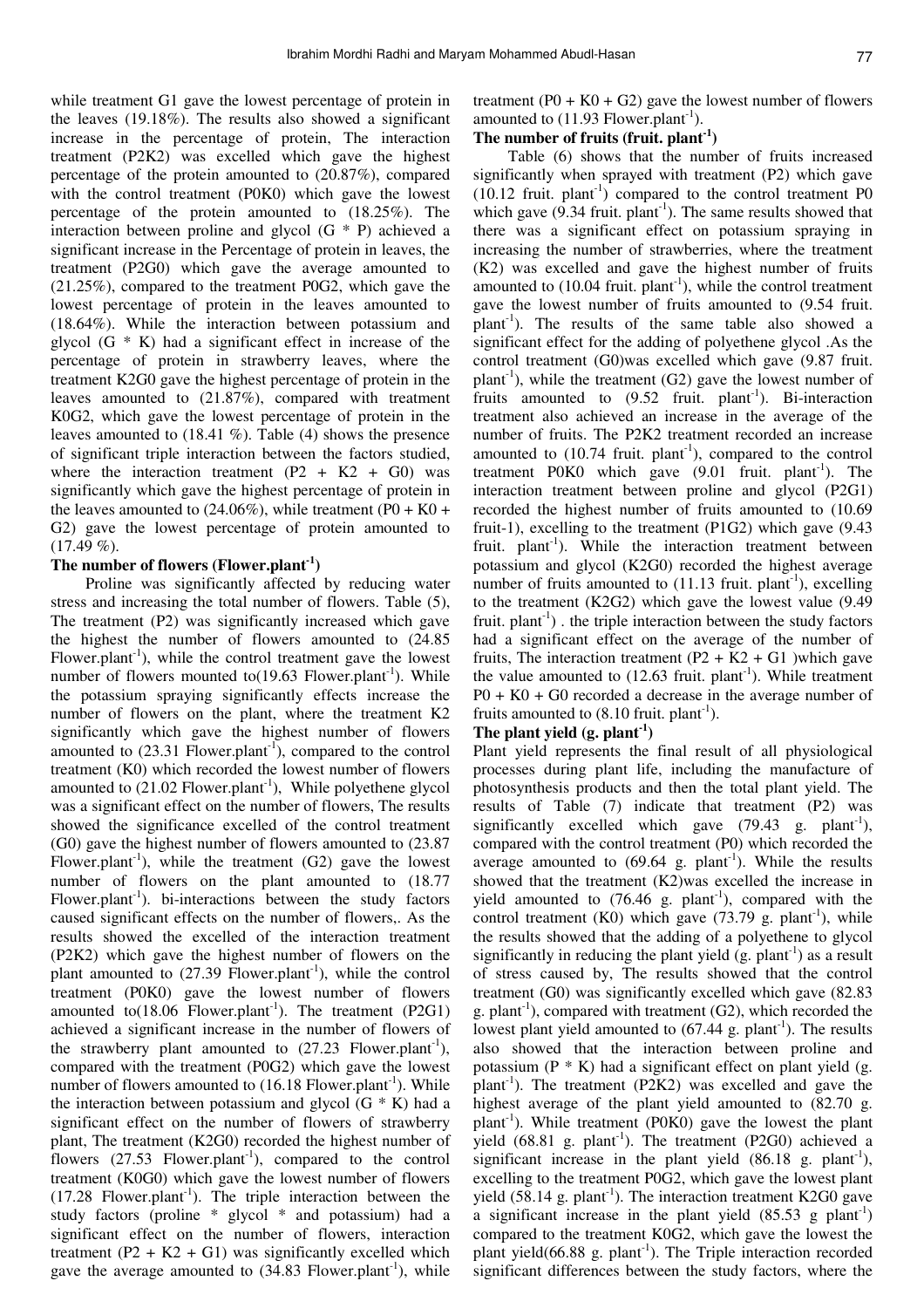while treatment G1 gave the lowest percentage of protein in the leaves (19.18%). The results also showed a significant increase in the percentage of protein, The interaction treatment (P2K2) was excelled which gave the highest percentage of the protein amounted to (20.87%), compared with the control treatment (P0K0) which gave the lowest percentage of the protein amounted to (18.25%). The interaction between proline and glycol (G * P) achieved a significant increase in the Percentage of protein in leaves, the treatment (P2G0) which gave the average amounted to (21.25%), compared to the treatment P0G2, which gave the lowest percentage of protein in the leaves amounted to (18.64%). While the interaction between potassium and glycol (G * K) had a significant effect in increase of the percentage of protein in strawberry leaves, where the treatment K2G0 gave the highest percentage of protein in the leaves amounted to (21.87%), compared with treatment K0G2, which gave the lowest percentage of protein in the leaves amounted to (18.41 %). Table (4) shows the presence of significant triple interaction between the factors studied, where the interaction treatment (P2 + K2 + G0) was significantly which gave the highest percentage of protein in the leaves amounted to (24.06%), while treatment (P0 + K0 + G2) gave the lowest percentage of protein amounted to (17.49 %).

**The number of flowers (Flower.plant$^{-1}$)**

Proline was significantly affected by reducing water stress and increasing the total number of flowers. Table (5), The treatment (P2) was significantly increased which gave the highest the number of flowers amounted to (24.85 Flower.plant$^{-1}$), while the control treatment gave the lowest number of flowers mounted to(19.63 Flower.plant$^{-1}$). While the potassium spraying significantly effects increase the number of flowers on the plant, where the treatment K2 significantly which gave the highest number of flowers amounted to (23.31 Flower.plant$^{-1}$), compared to the control treatment (K0) which recorded the lowest number of flowers amounted to (21.02 Flower.plant$^{-1}$), While polyethene glycol was a significant effect on the number of flowers, The results showed the significance excelled of the control treatment (G0) gave the highest number of flowers amounted to (23.87 Flower.plant$^{-1}$), while the treatment (G2) gave the lowest number of flowers on the plant amounted to (18.77 Flower.plant$^{-1}$). bi-interactions between the study factors caused significant effects on the number of flowers,. As the results showed the excelled of the interaction treatment (P2K2) which gave the highest number of flowers on the plant amounted to (27.39 Flower.plant$^{-1}$), while the control treatment (P0K0) gave the lowest number of flowers amounted to(18.06 Flower.plant$^{-1}$). The treatment (P2G1) achieved a significant increase in the number of flowers of the strawberry plant amounted to (27.23 Flower.plant$^{-1}$), compared with the treatment (P0G2) which gave the lowest number of flowers amounted to (16.18 Flower.plant$^{-1}$). While the interaction between potassium and glycol (G * K) had a significant effect on the number of flowers of strawberry plant, The treatment (K2G0) recorded the highest number of flowers (27.53 Flower.plant$^{-1}$), compared to the control treatment (K0G0) which gave the lowest number of flowers (17.28 Flower.plant$^{-1}$). The triple interaction between the study factors (proline * glycol * and potassium) had a significant effect on the number of flowers, interaction treatment (P2 + K2 + G1) was significantly excelled which gave the average amounted to (34.83 Flower.plant$^{-1}$), while treatment (P0 + K0 + G2) gave the lowest number of flowers amounted to (11.93 Flower.plant$^{-1}$).

**The number of fruits (fruit. plant$^{-1}$)**

Table (6) shows that the number of fruits increased significantly when sprayed with treatment (P2) which gave (10.12 fruit. plant$^{-1}$) compared to the control treatment P0 which gave (9.34 fruit. plant$^{-1}$). The same results showed that there was a significant effect on potassium spraying in increasing the number of strawberries, where the treatment (K2) was excelled and gave the highest number of fruits amounted to (10.04 fruit. plant$^{-1}$), while the control treatment gave the lowest number of fruits amounted to (9.54 fruit. plant$^{-1}$). The results of the same table also showed a significant effect for the adding of polyethene glycol .As the control treatment (G0)was excelled which gave (9.87 fruit. plant$^{-1}$), while the treatment (G2) gave the lowest number of fruits amounted to (9.52 fruit. plant$^{-1}$). Bi-interaction treatment also achieved an increase in the average of the number of fruits. The P2K2 treatment recorded an increase amounted to (10.74 fruit. plant$^{-1}$), compared to the control treatment P0K0 which gave (9.01 fruit. plant$^{-1}$). The interaction treatment between proline and glycol (P2G1) recorded the highest number of fruits amounted to (10.69 fruit-1), excelling to the treatment (P1G2) which gave (9.43 fruit. plant$^{-1}$). While the interaction treatment between potassium and glycol (K2G0) recorded the highest average number of fruits amounted to (11.13 fruit. plant$^{-1}$), excelling to the treatment (K2G2) which gave the lowest value (9.49 fruit. plant$^{-1}$) . the triple interaction between the study factors had a significant effect on the average of the number of fruits, The interaction treatment (P2 + K2 + G1 )which gave the value amounted to (12.63 fruit. plant$^{-1}$). While treatment P0 + K0 + G0 recorded a decrease in the average number of fruits amounted to (8.10 fruit. plant$^{-1}$).

**The plant yield (g. plant$^{-1}$)**

Plant yield represents the final result of all physiological processes during plant life, including the manufacture of photosynthesis products and then the total plant yield. The results of Table (7) indicate that treatment (P2) was significantly excelled which gave (79.43 g. plant$^{-1}$), compared with the control treatment (P0) which recorded the average amounted to (69.64 g. plant$^{-1}$). While the results showed that the treatment (K2)was excelled the increase in yield amounted to (76.46 g. plant$^{-1}$), compared with the control treatment (K0) which gave (73.79 g. plant$^{-1}$), while the results showed that the adding of a polyethene to glycol significantly in reducing the plant yield (g. plant$^{-1}$) as a result of stress caused by, The results showed that the control treatment (G0) was significantly excelled which gave (82.83 g. plant$^{-1}$), compared with treatment (G2), which recorded the lowest plant yield amounted to (67.44 g. plant$^{-1}$). The results also showed that the interaction between proline and potassium (P * K) had a significant effect on plant yield (g. plant$^{-1}$). The treatment (P2K2) was excelled and gave the highest average of the plant yield amounted to (82.70 g. plant$^{-1}$). While treatment (P0K0) gave the lowest the plant yield (68.81 g. plant$^{-1}$). The treatment (P2G0) achieved a significant increase in the plant yield (86.18 g. plant$^{-1}$), excelling to the treatment P0G2, which gave the lowest plant yield (58.14 g. plant$^{-1}$). The interaction treatment K2G0 gave a significant increase in the plant yield (85.53 g plant$^{-1}$) compared to the treatment K0G2, which gave the lowest the plant yield(66.88 g. plant$^{-1}$). The Triple interaction recorded significant differences between the study factors, where the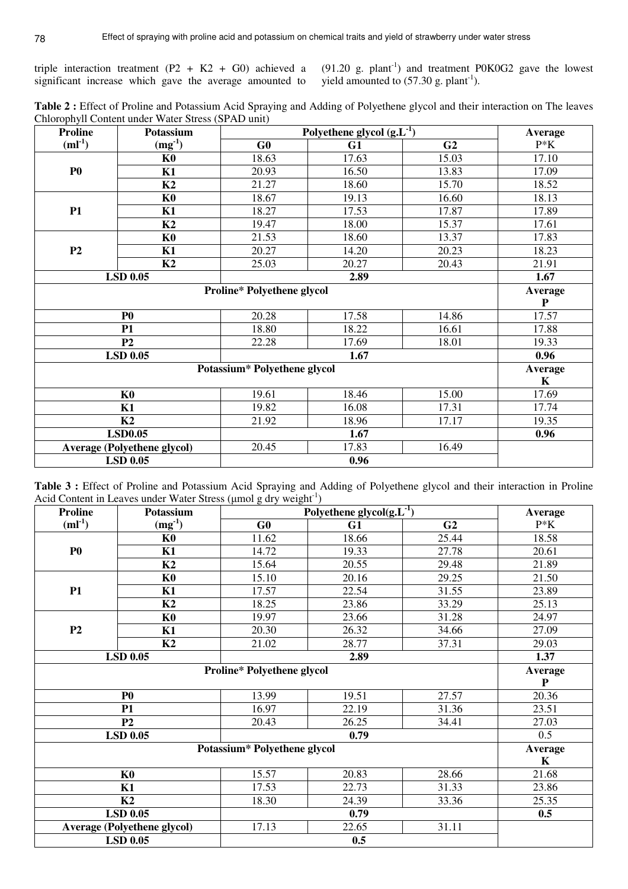triple interaction treatment (P2 + K2 + G0) achieved a significant increase which gave the average amounted to (91.20 g. plant$^{-1}$) and treatment P0K0G2 gave the lowest yield amounted to (57.30 g. plant$^{-1}$).

**Table 2 :** Effect of Proline and Potassium Acid Spraying and Adding of Polyethene glycol and their interaction on The leaves Chlorophyll Content under Water Stress (SPAD unit)

| Proline (ml$^{-1}$) | Potassium (mg$^{-1}$) | Polyethene glycol (g.L$^{-1}$) | | | Average |
|---|---|---|---|---|---|
| | | G0 | G1 | G2 | P*K |
| P0 | K0 | 18.63 | 17.63 | 15.03 | 17.10 |
| | K1 | 20.93 | 16.50 | 13.83 | 17.09 |
| | K2 | 21.27 | 18.60 | 15.70 | 18.52 |
| P1 | K0 | 18.67 | 19.13 | 16.60 | 18.13 |
| | K1 | 18.27 | 17.53 | 17.87 | 17.89 |
| | K2 | 19.47 | 18.00 | 15.37 | 17.61 |
| P2 | K0 | 21.53 | 18.60 | 13.37 | 17.83 |
| | K1 | 20.27 | 14.20 | 20.23 | 18.23 |
| | K2 | 25.03 | 20.27 | 20.43 | 21.91 |
| **LSD 0.05** | | | **2.89** | | **1.67** |
| **Proline* Polyethene glycol** | | | | | **Average P** |
| **P0** | | 20.28 | 17.58 | 14.86 | 17.57 |
| **P1** | | 18.80 | 18.22 | 16.61 | 17.88 |
| **P2** | | 22.28 | 17.69 | 18.01 | 19.33 |
| **LSD 0.05** | | | **1.67** | | **0.96** |
| **Potassium* Polyethene glycol** | | | | | **Average K** |
| **K0** | | 19.61 | 18.46 | 15.00 | 17.69 |
| **K1** | | 19.82 | 16.08 | 17.31 | 17.74 |
| **K2** | | 21.92 | 18.96 | 17.17 | 19.35 |
| **LSD0.05** | | | **1.67** | | **0.96** |
| **Average (Polyethene glycol)** | | 20.45 | 17.83 | 16.49 | |
| **LSD 0.05** | | | **0.96** | | |

**Table 3 :** Effect of Proline and Potassium Acid Spraying and Adding of Polyethene glycol and their interaction in Proline Acid Content in Leaves under Water Stress (µmol g dry weight$^{-1}$)

| Proline (ml$^{-1}$) | Potassium (mg$^{-1}$) | Polyethene glycol(g.L$^{-1}$) | | | Average |
|---|---|---|---|---|---|
| | | G0 | G1 | G2 | P*K |
| P0 | K0 | 11.62 | 18.66 | 25.44 | 18.58 |
| | K1 | 14.72 | 19.33 | 27.78 | 20.61 |
| | K2 | 15.64 | 20.55 | 29.48 | 21.89 |
| P1 | K0 | 15.10 | 20.16 | 29.25 | 21.50 |
| | K1 | 17.57 | 22.54 | 31.55 | 23.89 |
| | K2 | 18.25 | 23.86 | 33.29 | 25.13 |
| P2 | K0 | 19.97 | 23.66 | 31.28 | 24.97 |
| | K1 | 20.30 | 26.32 | 34.66 | 27.09 |
| | K2 | 21.02 | 28.77 | 37.31 | 29.03 |
| **LSD 0.05** | | | **2.89** | | **1.37** |
| **Proline* Polyethene glycol** | | | | | **Average P** |
| **P0** | | 13.99 | 19.51 | 27.57 | 20.36 |
| **P1** | | 16.97 | 22.19 | 31.36 | 23.51 |
| **P2** | | 20.43 | 26.25 | 34.41 | 27.03 |
| **LSD 0.05** | | | **0.79** | | 0.5 |
| **Potassium* Polyethene glycol** | | | | | **Average K** |
| **K0** | | 15.57 | 20.83 | 28.66 | 21.68 |
| **K1** | | 17.53 | 22.73 | 31.33 | 23.86 |
| **K2** | | 18.30 | 24.39 | 33.36 | 25.35 |
| **LSD 0.05** | | | **0.79** | | **0.5** |
| **Average (Polyethene glycol)** | | 17.13 | 22.65 | 31.11 | |
| **LSD 0.05** | | | **0.5** | | |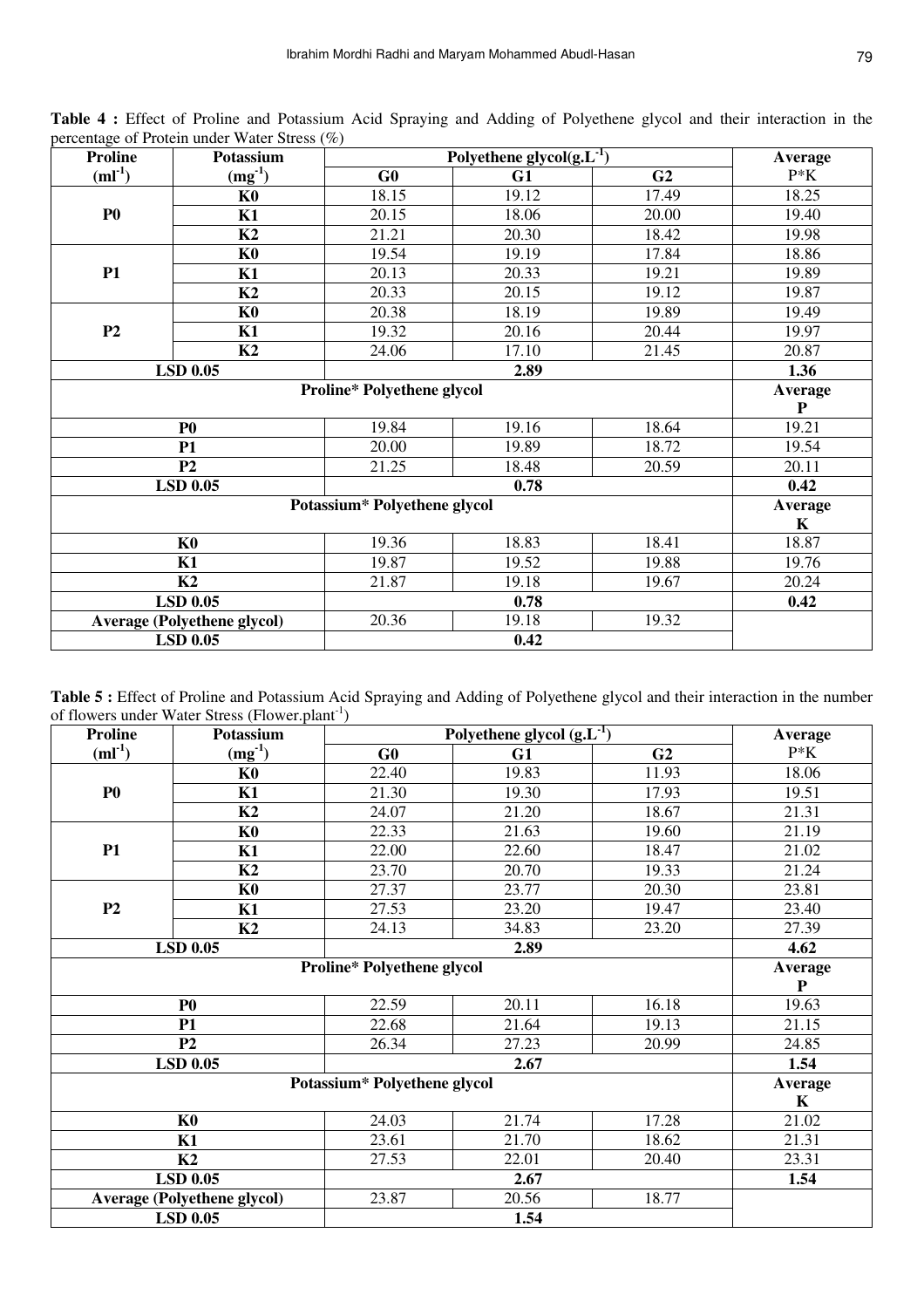**Table 4 :** Effect of Proline and Potassium Acid Spraying and Adding of Polyethene glycol and their interaction in the percentage of Protein under Water Stress (%)

| Proline ($ml^{-1}$) | Potassium ($mg^{-1}$) | Polyethene glycol($g.L^{-1}$) | | | Average |
|---|---|---|---|---|---|
| | | G0 | G1 | G2 | P*K |
| P0 | K0 | 18.15 | 19.12 | 17.49 | 18.25 |
| | K1 | 20.15 | 18.06 | 20.00 | 19.40 |
| | K2 | 21.21 | 20.30 | 18.42 | 19.98 |
| P1 | K0 | 19.54 | 19.19 | 17.84 | 18.86 |
| | K1 | 20.13 | 20.33 | 19.21 | 19.89 |
| | K2 | 20.33 | 20.15 | 19.12 | 19.87 |
| P2 | K0 | 20.38 | 18.19 | 19.89 | 19.49 |
| | K1 | 19.32 | 20.16 | 20.44 | 19.97 |
| | K2 | 24.06 | 17.10 | 21.45 | 20.87 |
| LSD 0.05 | | 2.89 | | | 1.36 |
| Proline* Polyethene glycol | | | | | Average P |
| P0 | | 19.84 | 19.16 | 18.64 | 19.21 |
| P1 | | 20.00 | 19.89 | 18.72 | 19.54 |
| P2 | | 21.25 | 18.48 | 20.59 | 20.11 |
| LSD 0.05 | | 0.78 | | | 0.42 |
| Potassium* Polyethene glycol | | | | | Average K |
| K0 | | 19.36 | 18.83 | 18.41 | 18.87 |
| K1 | | 19.87 | 19.52 | 19.88 | 19.76 |
| K2 | | 21.87 | 19.18 | 19.67 | 20.24 |
| LSD 0.05 | | 0.78 | | | 0.42 |
| Average (Polyethene glycol) | | 20.36 | 19.18 | 19.32 | |
| LSD 0.05 | | 0.42 | | | |

**Table 5 :** Effect of Proline and Potassium Acid Spraying and Adding of Polyethene glycol and their interaction in the number of flowers under Water Stress ($Flower.plant^{-1}$)

| Proline ($ml^{-1}$) | Potassium ($mg^{-1}$) | Polyethene glycol ($g.L^{-1}$) | | | Average |
|---|---|---|---|---|---|
| | | G0 | G1 | G2 | P*K |
| P0 | K0 | 22.40 | 19.83 | 11.93 | 18.06 |
| | K1 | 21.30 | 19.30 | 17.93 | 19.51 |
| | K2 | 24.07 | 21.20 | 18.67 | 21.31 |
| P1 | K0 | 22.33 | 21.63 | 19.60 | 21.19 |
| | K1 | 22.00 | 22.60 | 18.47 | 21.02 |
| | K2 | 23.70 | 20.70 | 19.33 | 21.24 |
| P2 | K0 | 27.37 | 23.77 | 20.30 | 23.81 |
| | K1 | 27.53 | 23.20 | 19.47 | 23.40 |
| | K2 | 24.13 | 34.83 | 23.20 | 27.39 |
| LSD 0.05 | | 2.89 | | | 4.62 |
| Proline* Polyethene glycol | | | | | Average P |
| P0 | | 22.59 | 20.11 | 16.18 | 19.63 |
| P1 | | 22.68 | 21.64 | 19.13 | 21.15 |
| P2 | | 26.34 | 27.23 | 20.99 | 24.85 |
| LSD 0.05 | | 2.67 | | | 1.54 |
| Potassium* Polyethene glycol | | | | | Average K |
| K0 | | 24.03 | 21.74 | 17.28 | 21.02 |
| K1 | | 23.61 | 21.70 | 18.62 | 21.31 |
| K2 | | 27.53 | 22.01 | 20.40 | 23.31 |
| LSD 0.05 | | 2.67 | | | 1.54 |
| Average (Polyethene glycol) | | 23.87 | 20.56 | 18.77 | |
| LSD 0.05 | | 1.54 | | | |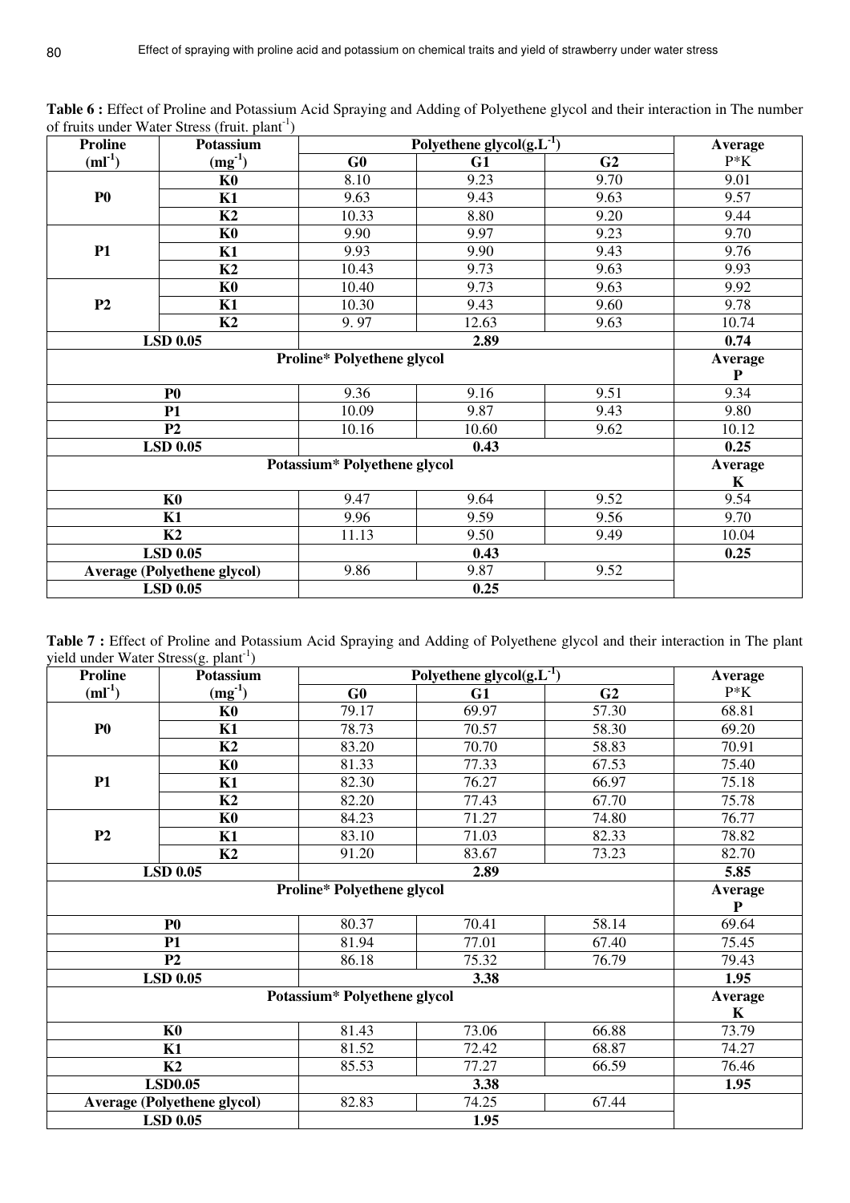**Table 6 :** Effect of Proline and Potassium Acid Spraying and Adding of Polyethene glycol and their interaction in The number of fruits under Water Stress (fruit. plant$^{-1}$)

| Proline (ml$^{-1}$) | Potassium (mg$^{-1}$) | Polyethene glycol(g.L$^{-1}$) | | | Average |
|---|---|---|---|---|---|
| | | G0 | G1 | G2 | P*K |
| P0 | K0 | 8.10 | 9.23 | 9.70 | 9.01 |
| | K1 | 9.63 | 9.43 | 9.63 | 9.57 |
| | K2 | 10.33 | 8.80 | 9.20 | 9.44 |
| P1 | K0 | 9.90 | 9.97 | 9.23 | 9.70 |
| | K1 | 9.93 | 9.90 | 9.43 | 9.76 |
| | K2 | 10.43 | 9.73 | 9.63 | 9.93 |
| P2 | K0 | 10.40 | 9.73 | 9.63 | 9.92 |
| | K1 | 10.30 | 9.43 | 9.60 | 9.78 |
| | K2 | 9. 97 | 12.63 | 9.63 | 10.74 |
| LSD 0.05 | | 2.89 | | | 0.74 |
| Proline* Polyethene glycol | | | | | Average P |
| P0 | | 9.36 | 9.16 | 9.51 | 9.34 |
| P1 | | 10.09 | 9.87 | 9.43 | 9.80 |
| P2 | | 10.16 | 10.60 | 9.62 | 10.12 |
| LSD 0.05 | | 0.43 | | | 0.25 |
| Potassium* Polyethene glycol | | | | | Average K |
| K0 | | 9.47 | 9.64 | 9.52 | 9.54 |
| K1 | | 9.96 | 9.59 | 9.56 | 9.70 |
| K2 | | 11.13 | 9.50 | 9.49 | 10.04 |
| LSD 0.05 | | 0.43 | | | 0.25 |
| Average (Polyethene glycol) | | 9.86 | 9.87 | 9.52 | |
| LSD 0.05 | | 0.25 | | | |

**Table 7 :** Effect of Proline and Potassium Acid Spraying and Adding of Polyethene glycol and their interaction in The plant yield under Water Stress(g. plant$^{-1}$)

| Proline (ml$^{-1}$) | Potassium (mg$^{-1}$) | Polyethene glycol(g.L$^{-1}$) | | | Average |
|---|---|---|---|---|---|
| | | G0 | G1 | G2 | P*K |
| P0 | K0 | 79.17 | 69.97 | 57.30 | 68.81 |
| | K1 | 78.73 | 70.57 | 58.30 | 69.20 |
| | K2 | 83.20 | 70.70 | 58.83 | 70.91 |
| P1 | K0 | 81.33 | 77.33 | 67.53 | 75.40 |
| | K1 | 82.30 | 76.27 | 66.97 | 75.18 |
| | K2 | 82.20 | 77.43 | 67.70 | 75.78 |
| P2 | K0 | 84.23 | 71.27 | 74.80 | 76.77 |
| | K1 | 83.10 | 71.03 | 82.33 | 78.82 |
| | K2 | 91.20 | 83.67 | 73.23 | 82.70 |
| LSD 0.05 | | 2.89 | | | 5.85 |
| Proline* Polyethene glycol | | | | | Average P |
| P0 | | 80.37 | 70.41 | 58.14 | 69.64 |
| P1 | | 81.94 | 77.01 | 67.40 | 75.45 |
| P2 | | 86.18 | 75.32 | 76.79 | 79.43 |
| LSD 0.05 | | 3.38 | | | 1.95 |
| Potassium* Polyethene glycol | | | | | Average K |
| K0 | | 81.43 | 73.06 | 66.88 | 73.79 |
| K1 | | 81.52 | 72.42 | 68.87 | 74.27 |
| K2 | | 85.53 | 77.27 | 66.59 | 76.46 |
| LSD0.05 | | 3.38 | | | 1.95 |
| Average (Polyethene glycol) | | 82.83 | 74.25 | 67.44 | |
| LSD 0.05 | | 1.95 | | | |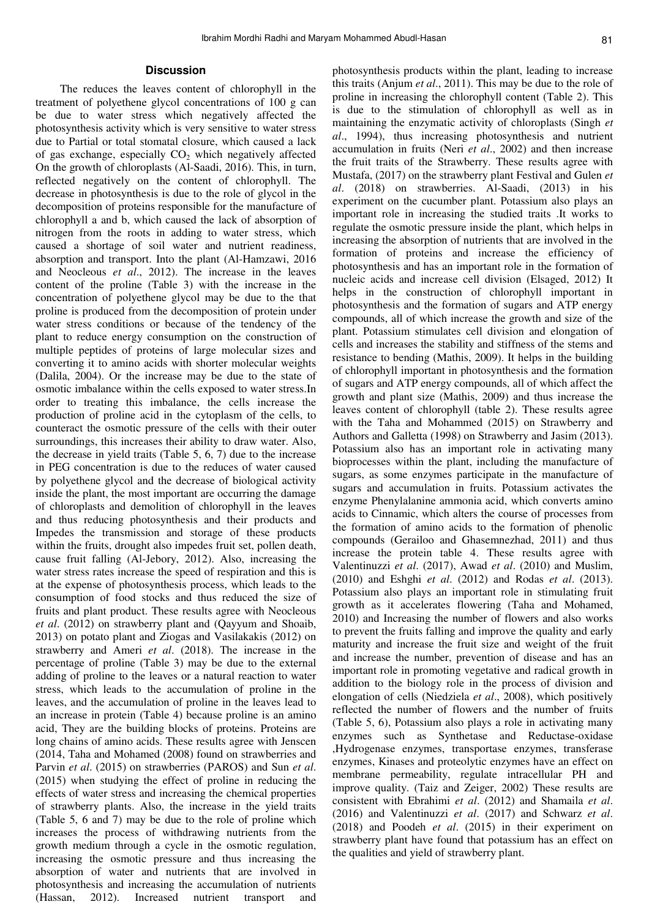## Discussion

The reduces the leaves content of chlorophyll in the treatment of polyethene glycol concentrations of 100 g can be due to water stress which negatively affected the photosynthesis activity which is very sensitive to water stress due to Partial or total stomatal closure, which caused a lack of gas exchange, especially $CO_2$ which negatively affected On the growth of chloroplasts (Al-Saadi, 2016). This, in turn, reflected negatively on the content of chlorophyll. The decrease in photosynthesis is due to the role of glycol in the decomposition of proteins responsible for the manufacture of chlorophyll a and b, which caused the lack of absorption of nitrogen from the roots in adding to water stress, which caused a shortage of soil water and nutrient readiness, absorption and transport. Into the plant (Al-Hamzawi, 2016 and Neocleous *et al*., 2012). The increase in the leaves content of the proline (Table 3) with the increase in the concentration of polyethene glycol may be due to the that proline is produced from the decomposition of protein under water stress conditions or because of the tendency of the plant to reduce energy consumption on the construction of multiple peptides of proteins of large molecular sizes and converting it to amino acids with shorter molecular weights (Dalila, 2004). Or the increase may be due to the state of osmotic imbalance within the cells exposed to water stress.In order to treating this imbalance, the cells increase the production of proline acid in the cytoplasm of the cells, to counteract the osmotic pressure of the cells with their outer surroundings, this increases their ability to draw water. Also, the decrease in yield traits (Table 5, 6, 7) due to the increase in PEG concentration is due to the reduces of water caused by polyethene glycol and the decrease of biological activity inside the plant, the most important are occurring the damage of chloroplasts and demolition of chlorophyll in the leaves and thus reducing photosynthesis and their products and Impedes the transmission and storage of these products within the fruits, drought also impedes fruit set, pollen death, cause fruit falling (Al-Jebory, 2012). Also, increasing the water stress rates increase the speed of respiration and this is at the expense of photosynthesis process, which leads to the consumption of food stocks and thus reduced the size of fruits and plant product. These results agree with Neocleous *et al*. (2012) on strawberry plant and (Qayyum and Shoaib, 2013) on potato plant and Ziogas and Vasilakakis (2012) on strawberry and Ameri *et al*. (2018). The increase in the percentage of proline (Table 3) may be due to the external adding of proline to the leaves or a natural reaction to water stress, which leads to the accumulation of proline in the leaves, and the accumulation of proline in the leaves lead to an increase in protein (Table 4) because proline is an amino acid, They are the building blocks of proteins. Proteins are long chains of amino acids. These results agree with Jenscen (2014, Taha and Mohamed (2008) found on strawberries and Parvin *et al*. (2015) on strawberries (PAROS) and Sun *et al*. (2015) when studying the effect of proline in reducing the effects of water stress and increasing the chemical properties of strawberry plants. Also, the increase in the yield traits (Table 5, 6 and 7) may be due to the role of proline which increases the process of withdrawing nutrients from the growth medium through a cycle in the osmotic regulation, increasing the osmotic pressure and thus increasing the absorption of water and nutrients that are involved in photosynthesis and increasing the accumulation of nutrients (Hassan, 2012). Increased nutrient transport and photosynthesis products within the plant, leading to increase this traits (Anjum *et al*., 2011). This may be due to the role of proline in increasing the chlorophyll content (Table 2). This is due to the stimulation of chlorophyll as well as in maintaining the enzymatic activity of chloroplasts (Singh *et al*., 1994), thus increasing photosynthesis and nutrient accumulation in fruits (Neri *et al*., 2002) and then increase the fruit traits of the Strawberry. These results agree with Mustafa, (2017) on the strawberry plant Festival and Gulen *et al*. (2018) on strawberries. Al-Saadi, (2013) in his experiment on the cucumber plant. Potassium also plays an important role in increasing the studied traits .It works to regulate the osmotic pressure inside the plant, which helps in increasing the absorption of nutrients that are involved in the formation of proteins and increase the efficiency of photosynthesis and has an important role in the formation of nucleic acids and increase cell division (Elsaged, 2012) It helps in the construction of chlorophyll important in photosynthesis and the formation of sugars and ATP energy compounds, all of which increase the growth and size of the plant. Potassium stimulates cell division and elongation of cells and increases the stability and stiffness of the stems and resistance to bending (Mathis, 2009). It helps in the building of chlorophyll important in photosynthesis and the formation of sugars and ATP energy compounds, all of which affect the growth and plant size (Mathis, 2009) and thus increase the leaves content of chlorophyll (table 2). These results agree with the Taha and Mohammed (2015) on Strawberry and Authors and Galletta (1998) on Strawberry and Jasim (2013). Potassium also has an important role in activating many bioprocesses within the plant, including the manufacture of sugars, as some enzymes participate in the manufacture of sugars and accumulation in fruits. Potassium activates the enzyme Phenylalanine ammonia acid, which converts amino acids to Cinnamic, which alters the course of processes from the formation of amino acids to the formation of phenolic compounds (Gerailoo and Ghasemnezhad, 2011) and thus increase the protein table 4. These results agree with Valentinuzzi *et al*. (2017), Awad *et al*. (2010) and Muslim, (2010) and Eshghi *et al*. (2012) and Rodas *et al*. (2013). Potassium also plays an important role in stimulating fruit growth as it accelerates flowering (Taha and Mohamed, 2010) and Increasing the number of flowers and also works to prevent the fruits falling and improve the quality and early maturity and increase the fruit size and weight of the fruit and increase the number, prevention of disease and has an important role in promoting vegetative and radical growth in addition to the biology role in the process of division and elongation of cells (Niedziela *et al*., 2008), which positively reflected the number of flowers and the number of fruits (Table 5, 6), Potassium also plays a role in activating many enzymes such as Synthetase and Reductase-oxidase ,Hydrogenase enzymes, transportase enzymes, transferase enzymes, Kinases and proteolytic enzymes have an effect on membrane permeability, regulate intracellular PH and improve quality. (Taiz and Zeiger, 2002) These results are consistent with Ebrahimi *et al*. (2012) and Shamaila *et al*. (2016) and Valentinuzzi *et al*. (2017) and Schwarz *et al*. (2018) and Poodeh *et al*. (2015) in their experiment on strawberry plant have found that potassium has an effect on the qualities and yield of strawberry plant.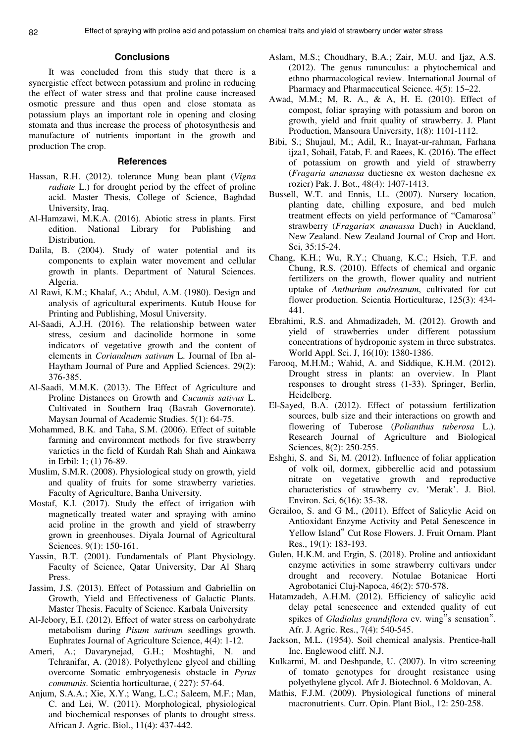## Conclusions

It was concluded from this study that there is a synergistic effect between potassium and proline in reducing the effect of water stress and that proline cause increased osmotic pressure and thus open and close stomata as potassium plays an important role in opening and closing stomata and thus increase the process of photosynthesis and manufacture of nutrients important in the growth and production The crop.

## References

Hassan, R.H. (2012). tolerance Mung bean plant (*Vigna radiate* L.) for drought period by the effect of proline acid. Master Thesis, College of Science, Baghdad University, Iraq.

Al-Hamzawi, M.K.A. (2016). Abiotic stress in plants. First edition. National Library for Publishing and Distribution.

Dalila, B. (2004). Study of water potential and its components to explain water movement and cellular growth in plants. Department of Natural Sciences. Algeria.

Al Rawi, K.M.; Khalaf, A.; Abdul, A.M. (1980). Design and analysis of agricultural experiments. Kutub House for Printing and Publishing, Mosul University.

Al-Saadi, A.J.H. (2016). The relationship between water stress, cesium and dacinolide hormone in some indicators of vegetative growth and the content of elements in *Coriandnum sativum* L. Journal of Ibn al-Haytham Journal of Pure and Applied Sciences. 29(2): 376-385.

Al-Saadi, M.M.K. (2013). The Effect of Agriculture and Proline Distances on Growth and *Cucumis sativus* L. Cultivated in Southern Iraq (Basrah Governorate). Maysan Journal of Academic Studies. 5(1): 64-75.

Mohammed, B.K. and Taha, S.M. (2006). Effect of suitable farming and environment methods for five strawberry varieties in the field of Kurdah Rah Shah and Ainkawa in Erbil: 1; (1) 76-89.

Muslim, S.M.R. (2008). Physiological study on growth, yield and quality of fruits for some strawberry varieties. Faculty of Agriculture, Banha University.

Mostaf, K.I. (2017). Study the effect of irrigation with magnetically treated water and spraying with amino acid proline in the growth and yield of strawberry grown in greenhouses. Diyala Journal of Agricultural Sciences. 9(1): 150-161.

Yassin, B.T. (2001). Fundamentals of Plant Physiology. Faculty of Science, Qatar University, Dar Al Sharq Press.

Jassim, J.S. (2013). Effect of Potassium and Gabriellin on Growth, Yield and Effectiveness of Galactic Plants. Master Thesis. Faculty of Science. Karbala University

Al-Jebory, E.I. (2012). Effect of water stress on carbohydrate metabolism during *Pisum sativum* seedlings growth. Euphrates Journal of Agriculture Science, 4(4): 1-12.

Ameri, A.; Davarynejad, G.H.; Moshtaghi, N. and Tehranifar, A. (2018). Polyethylene glycol and chilling overcome Somatic embryogenesis obstacle in *Pyrus communis*. Scientia horticulturae, ( 227): 57-64.

Anjum, S.A.A.; Xie, X.Y.; Wang, L.C.; Saleem, M.F.; Man, C. and Lei, W. (2011). Morphological, physiological and biochemical responses of plants to drought stress. African J. Agric. Biol., 11(4): 437-442.

Aslam, M.S.; Choudhary, B.A.; Zair, M.U. and Ijaz, A.S. (2012). The genus ranunculus: a phytochemical and ethno pharmacological review. International Journal of Pharmacy and Pharmaceutical Science. 4(5): 15–22.

Awad, M.M.; M, R. A., & A, H. E. (2010). Effect of compost, foliar spraying with potassium and boron on growth, yield and fruit quality of strawberry. J. Plant Production, Mansoura University, 1(8): 1101-1112.

Bibi, S.; Shujaul, M.; Adil, R.; Inayat-ur-rahman, Farhana ijza1, Sohail, Fatab, F. and Raees, K. (2016). The effect of potassium on growth and yield of strawberry (*Fragaria ananassa* ductiesne ex weston dachesne ex rozier) Pak. J. Bot., 48(4): 1407-1413.

Bussell, W.T. and Ennis, I.L. (2007). Nursery location, planting date, chilling exposure, and bed mulch treatment effects on yield performance of "Camarosa" strawberry (*Fragaria× ananassa* Duch) in Auckland, New Zealand. New Zealand Journal of Crop and Hort. Sci, 35:15-24.

Chang, K.H.; Wu, R.Y.; Chuang, K.C.; Hsieh, T.F. and Chung, R.S. (2010). Effects of chemical and organic fertilizers on the growth, flower quality and nutrient uptake of *Anthurium andreanum*, cultivated for cut flower production. Scientia Horticulturae, 125(3): 434-441.

Ebrahimi, R.S. and Ahmadizadeh, M. (2012). Growth and yield of strawberries under different potassium concentrations of hydroponic system in three substrates. World Appl. Sci. J, 16(10): 1380-1386.

Farooq, M.H.M.; Wahid, A. and Siddique, K.H.M. (2012). Drought stress in plants: an overview. In Plant responses to drought stress (1-33). Springer, Berlin, Heidelberg.

El-Sayed, B.A. (2012). Effect of potassium fertilization sources, bulb size and their interactions on growth and flowering of Tuberose (*Polianthus tuberosa* L.). Research Journal of Agriculture and Biological Sciences, 8(2): 250-255.

Eshghi, S. and Si, M. (2012). Influence of foliar application of volk oil, dormex, gibberellic acid and potassium nitrate on vegetative growth and reproductive characteristics of strawberry cv. 'Merak'. J. Biol. Environ. Sci, 6(16): 35-38.

Gerailoo, S. and G M., (2011). Effect of Salicylic Acid on Antioxidant Enzyme Activity and Petal Senescence in Yellow Island" Cut Rose Flowers. J. Fruit Ornam. Plant Res., 19(1): 183-193.

Gulen, H.K.M. and Ergin, S. (2018). Proline and antioxidant enzyme activities in some strawberry cultivars under drought and recovery. Notulae Botanicae Horti Agrobotanici Cluj-Napoca, 46(2): 570-578.

Hatamzadeh, A.H.M. (2012). Efficiency of salicylic acid delay petal senescence and extended quality of cut spikes of *Gladiolus grandiflora* cv. wing"s sensation". Afr. J. Agric. Res., 7(4): 540-545.

Jackson, M.L. (1954). Soil chemical analysis. Prentice-hall Inc. Englewood cliff. N.J.

Kulkarmi, M. and Deshpande, U. (2007). In vitro screening of tomato genotypes for drought resistance using polyethylene glycol. Afr J. Biotechnol. 6 Moldovan, A.

Mathis, F.J.M. (2009). Physiological functions of mineral macronutrients. Curr. Opin. Plant Biol., 12: 250-258.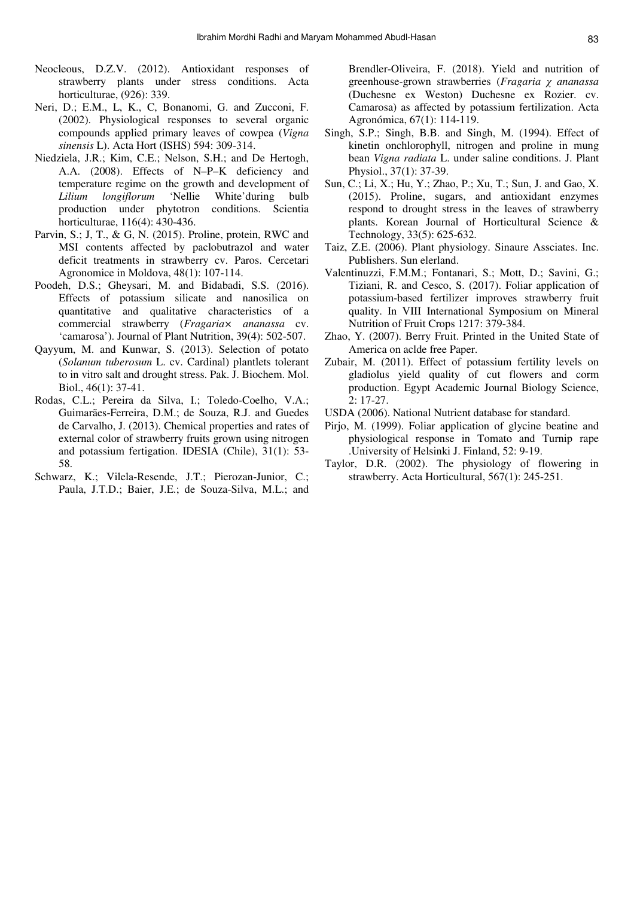Neocleous, D.Z.V. (2012). Antioxidant responses of strawberry plants under stress conditions. Acta horticulturae, (926): 339.

Neri, D.; E.M., L, K., C, Bonanomi, G. and Zucconi, F. (2002). Physiological responses to several organic compounds applied primary leaves of cowpea (*Vigna sinensis* L). Acta Hort (ISHS) 594: 309-314.

Niedziela, J.R.; Kim, C.E.; Nelson, S.H.; and De Hertogh, A.A. (2008). Effects of N–P–K deficiency and temperature regime on the growth and development of *Lilium longiflorum* 'Nellie White'during bulb production under phytotron conditions. Scientia horticulturae, 116(4): 430-436.

Parvin, S.; J, T., & G, N. (2015). Proline, protein, RWC and MSI contents affected by paclobutrazol and water deficit treatments in strawberry cv. Paros. Cercetari Agronomice in Moldova, 48(1): 107-114.

Poodeh, D.S.; Gheysari, M. and Bidabadi, S.S. (2016). Effects of potassium silicate and nanosilica on quantitative and qualitative characteristics of a commercial strawberry (*Fragaria× ananassa* cv. 'camarosa'). Journal of Plant Nutrition, 39(4): 502-507.

Qayyum, M. and Kunwar, S. (2013). Selection of potato (*Solanum tuberosum* L. cv. Cardinal) plantlets tolerant to in vitro salt and drought stress. Pak. J. Biochem. Mol. Biol., 46(1): 37-41.

Rodas, C.L.; Pereira da Silva, I.; Toledo-Coelho, V.A.; Guimarães-Ferreira, D.M.; de Souza, R.J. and Guedes de Carvalho, J. (2013). Chemical properties and rates of external color of strawberry fruits grown using nitrogen and potassium fertigation. IDESIA (Chile), 31(1): 53-58.

Schwarz, K.; Vilela-Resende, J.T.; Pierozan-Junior, C.; Paula, J.T.D.; Baier, J.E.; de Souza-Silva, M.L.; and Brendler-Oliveira, F. (2018). Yield and nutrition of greenhouse-grown strawberries (*Fragaria χ ananassa* (Duchesne ex Weston) Duchesne ex Rozier. cv. Camarosa) as affected by potassium fertilization. Acta Agronómica, 67(1): 114-119.

Singh, S.P.; Singh, B.B. and Singh, M. (1994). Effect of kinetin onchlorophyll, nitrogen and proline in mung bean *Vigna radiata* L. under saline conditions. J. Plant Physiol., 37(1): 37-39.

Sun, C.; Li, X.; Hu, Y.; Zhao, P.; Xu, T.; Sun, J. and Gao, X. (2015). Proline, sugars, and antioxidant enzymes respond to drought stress in the leaves of strawberry plants. Korean Journal of Horticultural Science & Technology, 33(5): 625-632.

Taiz, Z.E. (2006). Plant physiology. Sinaure Assciates. Inc. Publishers. Sun elerland.

Valentinuzzi, F.M.M.; Fontanari, S.; Mott, D.; Savini, G.; Tiziani, R. and Cesco, S. (2017). Foliar application of potassium-based fertilizer improves strawberry fruit quality. In VIII International Symposium on Mineral Nutrition of Fruit Crops 1217: 379-384.

Zhao, Y. (2007). Berry Fruit. Printed in the United State of America on aclde free Paper.

Zubair, M. (2011). Effect of potassium fertility levels on gladiolus yield quality of cut flowers and corm production. Egypt Academic Journal Biology Science, 2: 17-27.

USDA (2006). National Nutrient database for standard.

Pirjo, M. (1999). Foliar application of glycine beatine and physiological response in Tomato and Turnip rape .University of Helsinki J. Finland, 52: 9-19.

Taylor, D.R. (2002). The physiology of flowering in strawberry. Acta Horticultural, 567(1): 245-251.